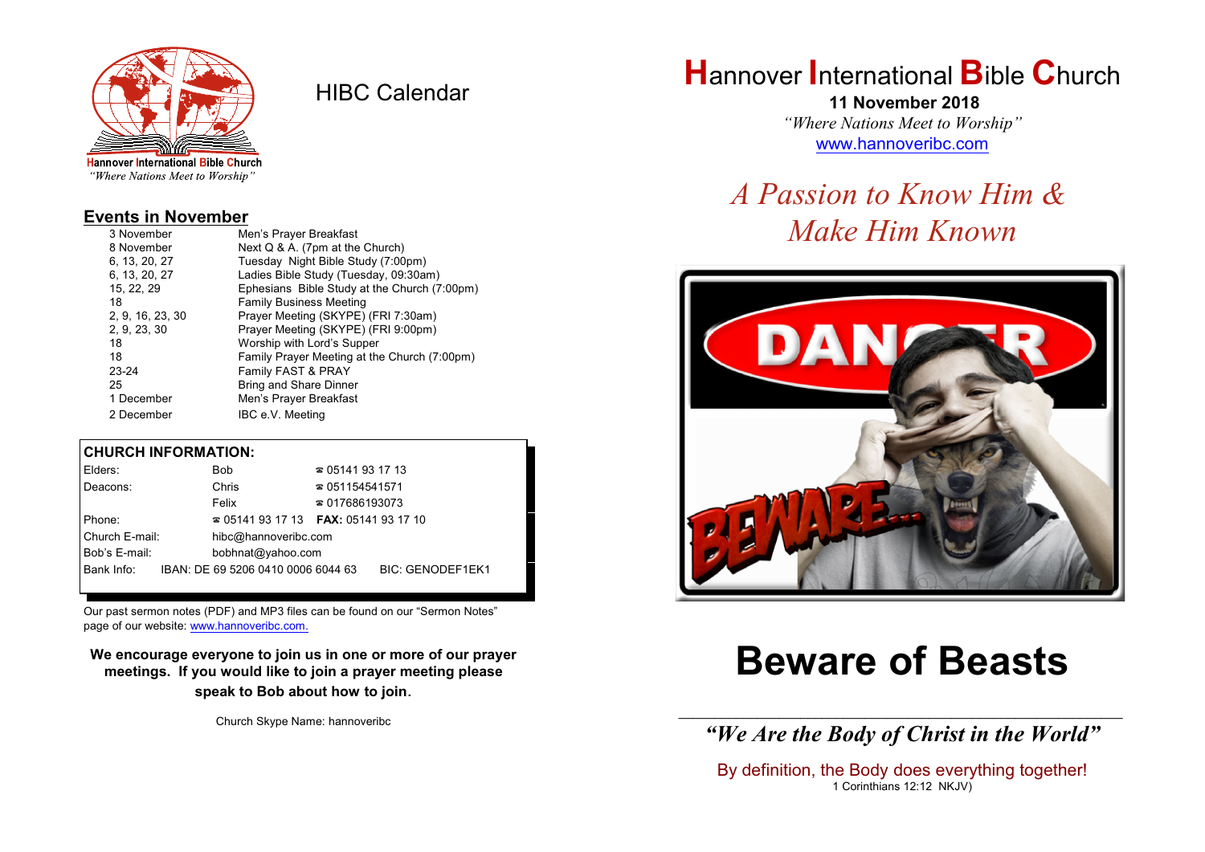Hannover International Bible Church
*"Where Nations Meet to Worship"*

# HIBC Calendar

## Events in November

| Date | Event |
|---|---|
| 3 November | Men's Prayer Breakfast |
| 8 November | Next Q & A. (7pm at the Church) |
| 6, 13, 20, 27 | Tuesday Night Bible Study (7:00pm) |
| 6, 13, 20, 27 | Ladies Bible Study (Tuesday, 09:30am) |
| 15, 22, 29 | Ephesians Bible Study at the Church (7:00pm) |
| 18 | Family Business Meeting |
| 2, 9, 16, 23, 30 | Prayer Meeting (SKYPE) (FRI 7:30am) |
| 2, 9, 23, 30 | Prayer Meeting (SKYPE) (FRI 9:00pm) |
| 18 | Worship with Lord's Supper |
| 18 | Family Prayer Meeting at the Church (7:00pm) |
| 23-24 | Family FAST & PRAY |
| 25 | Bring and Share Dinner |
| 1 December | Men's Prayer Breakfast |
| 2 December | IBC e.V. Meeting |

## CHURCH INFORMATION:

| | | |
|---|---|---|
| Elders: | Bob | ☎ 05141 93 17 13 |
| Deacons: | Chris | ☎ 051154541571 |
| | Felix | ☎ 017686193073 |
| Phone: | ☎ 05141 93 17 13 | **FAX:** 05141 93 17 10 |
| Church E-mail: | hibc@hannoveribc.com | |
| Bob's E-mail: | bobhnat@yahoo.com | |
| Bank Info: | IBAN: DE 69 5206 0410 0006 6044 63 | BIC: GENODEF1EK1 |

Our past sermon notes (PDF) and MP3 files can be found on our "Sermon Notes" page of our website: www.hannoveribc.com.

**We encourage everyone to join us in one or more of our prayer meetings. If you would like to join a prayer meeting please speak to Bob about how to join.**

Church Skype Name: hannoveribc

# Hannover International Bible Church

**11 November 2018**

*"Where Nations Meet to Worship"*

www.hannoveribc.com

*A Passion to Know Him & Make Him Known*

# Beware of Beasts

***"We Are the Body of Christ in the World"***

By definition, the Body does everything together!
1 Corinthians 12:12 NKJV)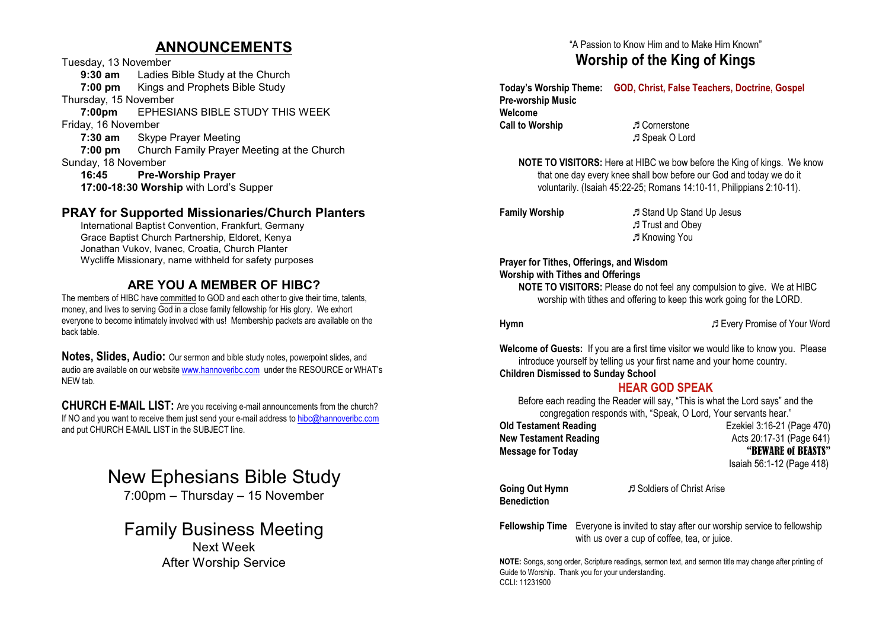## ANNOUNCEMENTS

Tuesday, 13 November

**9:30 am** Ladies Bible Study at the Church
**7:00 pm** Kings and Prophets Bible Study

Thursday, 15 November

**7:00pm** EPHESIANS BIBLE STUDY THIS WEEK

Friday, 16 November

**7:30 am** Skype Prayer Meeting
**7:00 pm** Church Family Prayer Meeting at the Church

Sunday, 18 November

**16:45 Pre-Worship Prayer**
**17:00-18:30 Worship** with Lord's Supper

### PRAY for Supported Missionaries/Church Planters

International Baptist Convention, Frankfurt, Germany
Grace Baptist Church Partnership, Eldoret, Kenya
Jonathan Vukov, Ivanec, Croatia, Church Planter
Wycliffe Missionary, name withheld for safety purposes

### ARE YOU A MEMBER OF HIBC?

The members of HIBC have committed to GOD and each other to give their time, talents, money, and lives to serving God in a close family fellowship for His glory. We exhort everyone to become intimately involved with us! Membership packets are available on the back table.

**Notes, Slides, Audio:** Our sermon and bible study notes, powerpoint slides, and audio are available on our website www.hannoveribc.com under the RESOURCE or WHAT's NEW tab.

**CHURCH E-MAIL LIST:** Are you receiving e-mail announcements from the church? If NO and you want to receive them just send your e-mail address to hibc@hannoveribc.com and put CHURCH E-MAIL LIST in the SUBJECT line.

## New Ephesians Bible Study

7:00pm – Thursday – 15 November

## Family Business Meeting

Next Week
After Worship Service

"A Passion to Know Him and to Make Him Known"

# Worship of the King of Kings

**Today's Worship Theme:** **GOD, Christ, False Teachers, Doctrine, Gospel**

**Pre-worship Music**

**Welcome**

**Call to Worship** ♬ Cornerstone
♬ Speak O Lord

**NOTE TO VISITORS:** Here at HIBC we bow before the King of kings. We know that one day every knee shall bow before our God and today we do it voluntarily. (Isaiah 45:22-25; Romans 14:10-11, Philippians 2:10-11).

**Family Worship** ♬ Stand Up Stand Up Jesus
♬ Trust and Obey
♬ Knowing You

**Prayer for Tithes, Offerings, and Wisdom**

**Worship with Tithes and Offerings**

**NOTE TO VISITORS:** Please do not feel any compulsion to give. We at HIBC worship with tithes and offering to keep this work going for the LORD.

**Hymn** ♬ Every Promise of Your Word

**Welcome of Guests:** If you are a first time visitor we would like to know you. Please introduce yourself by telling us your first name and your home country.

**Children Dismissed to Sunday School**

### HEAR GOD SPEAK

Before each reading the Reader will say, "This is what the Lord says" and the congregation responds with, "Speak, O Lord, Your servants hear."

**Old Testament Reading** Ezekiel 3:16-21 (Page 470)

**New Testament Reading** Acts 20:17-31 (Page 641)

**Message for Today** **"BEWARE of BEASTS"**
Isaiah 56:1-12 (Page 418)

**Going Out Hymn** ♬ Soldiers of Christ Arise

**Benediction**

**Fellowship Time** Everyone is invited to stay after our worship service to fellowship with us over a cup of coffee, tea, or juice.

**NOTE:** Songs, song order, Scripture readings, sermon text, and sermon title may change after printing of Guide to Worship. Thank you for your understanding.
CCLI: 11231900